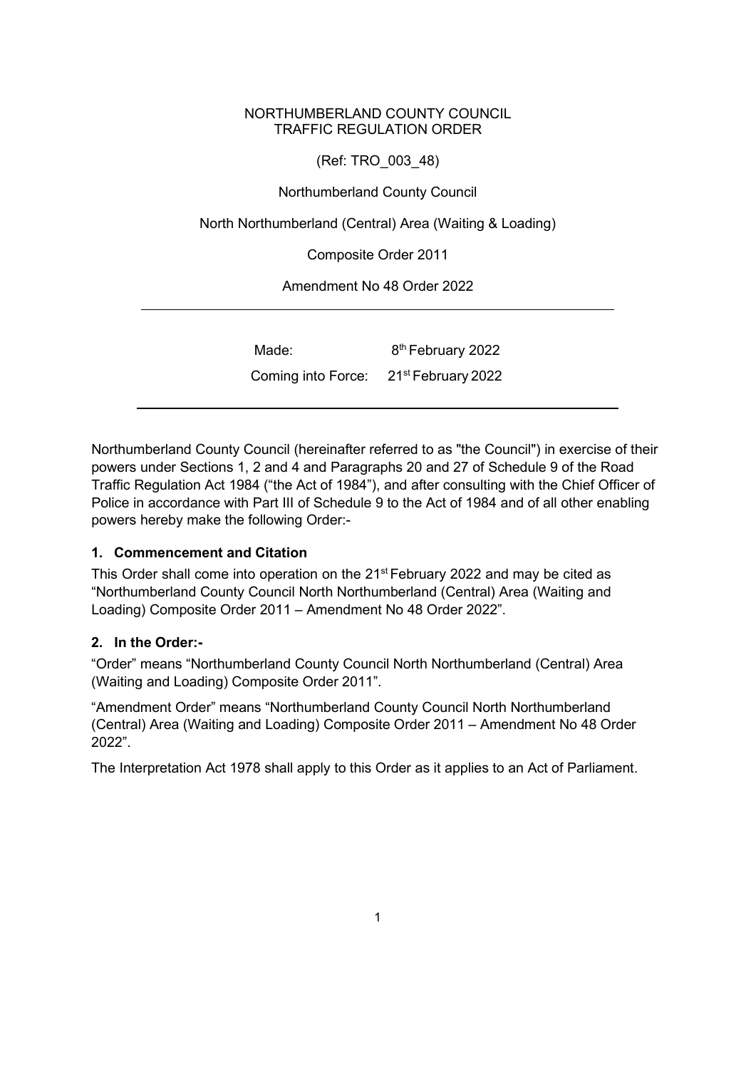NORTHUMBERLAND COUNTY COUNCIL
TRAFFIC REGULATION ORDER

(Ref: TRO_003_48)

Northumberland County Council

North Northumberland (Central) Area (Waiting & Loading)

Composite Order 2011

Amendment No 48 Order 2022

---

| | |
|---|---|
| Made: | 8th February 2022 |
| Coming into Force: | 21st February 2022 |

---

Northumberland County Council (hereinafter referred to as "the Council") in exercise of their powers under Sections 1, 2 and 4 and Paragraphs 20 and 27 of Schedule 9 of the Road Traffic Regulation Act 1984 ("the Act of 1984"), and after consulting with the Chief Officer of Police in accordance with Part III of Schedule 9 to the Act of 1984 and of all other enabling powers hereby make the following Order:-

### 1. Commencement and Citation

This Order shall come into operation on the 21st February 2022 and may be cited as "Northumberland County Council North Northumberland (Central) Area (Waiting and Loading) Composite Order 2011 – Amendment No 48 Order 2022".

### 2. In the Order:-

"Order" means "Northumberland County Council North Northumberland (Central) Area (Waiting and Loading) Composite Order 2011".

"Amendment Order" means "Northumberland County Council North Northumberland (Central) Area (Waiting and Loading) Composite Order 2011 – Amendment No 48 Order 2022".

The Interpretation Act 1978 shall apply to this Order as it applies to an Act of Parliament.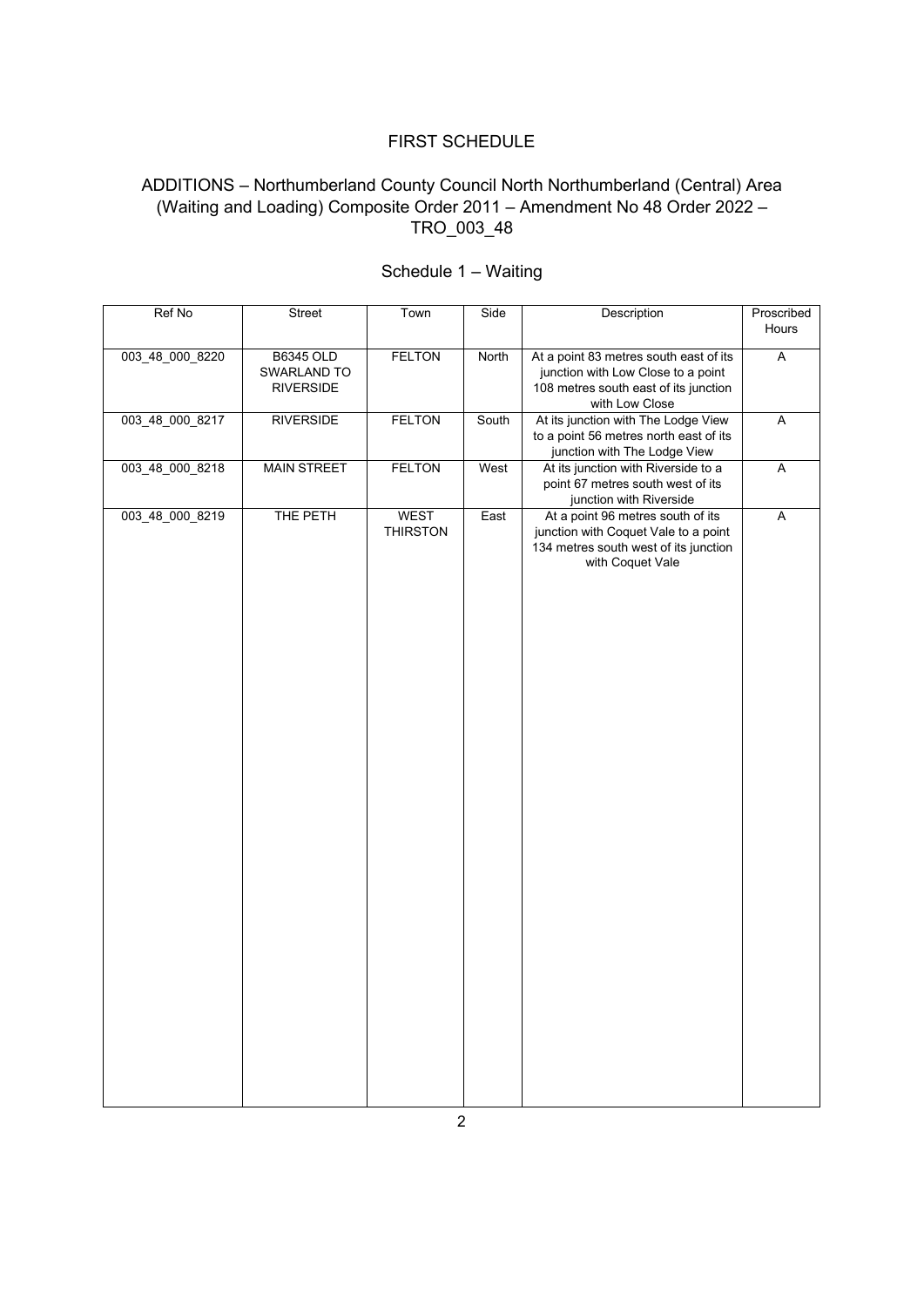# FIRST SCHEDULE

## ADDITIONS – Northumberland County Council North Northumberland (Central) Area (Waiting and Loading) Composite Order 2011 – Amendment No 48 Order 2022 – TRO_003_48

### Schedule 1 – Waiting

| Ref No | Street | Town | Side | Description | Proscribed Hours |
|---|---|---|---|---|---|
| 003_48_000_8220 | B6345 OLD SWARLAND TO RIVERSIDE | FELTON | North | At a point 83 metres south east of its junction with Low Close to a point 108 metres south east of its junction with Low Close | A |
| 003_48_000_8217 | RIVERSIDE | FELTON | South | At its junction with The Lodge View to a point 56 metres north east of its junction with The Lodge View | A |
| 003_48_000_8218 | MAIN STREET | FELTON | West | At its junction with Riverside to a point 67 metres south west of its junction with Riverside | A |
| 003_48_000_8219 | THE PETH | WEST THIRSTON | East | At a point 96 metres south of its junction with Coquet Vale to a point 134 metres south west of its junction with Coquet Vale | A |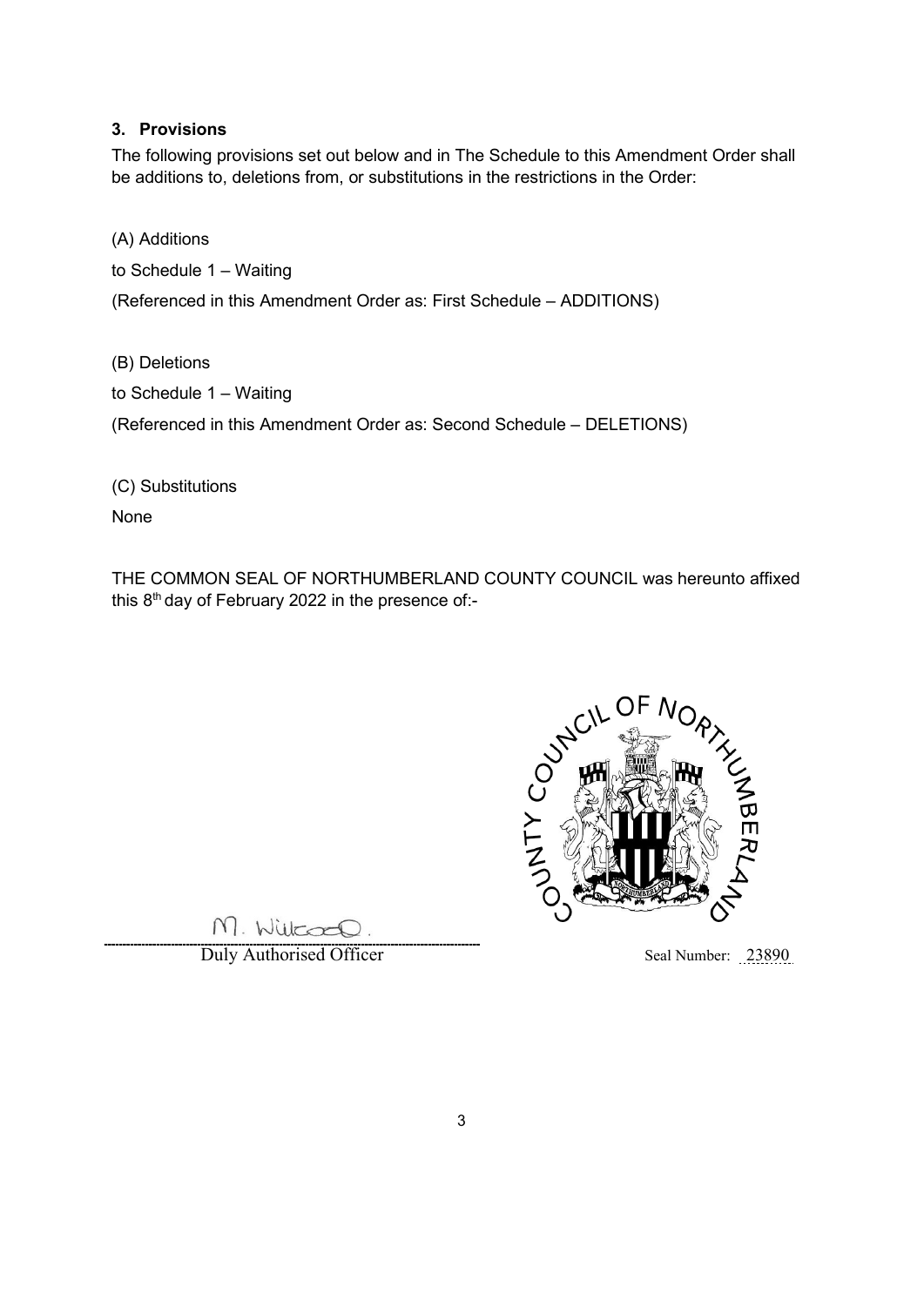### 3. Provisions

The following provisions set out below and in The Schedule to this Amendment Order shall be additions to, deletions from, or substitutions in the restrictions in the Order:

(A) Additions

to Schedule 1 – Waiting

(Referenced in this Amendment Order as: First Schedule – ADDITIONS)

(B) Deletions

to Schedule 1 – Waiting

(Referenced in this Amendment Order as: Second Schedule – DELETIONS)

(C) Substitutions

None

THE COMMON SEAL OF NORTHUMBERLAND COUNTY COUNCIL was hereunto affixed this 8th day of February 2022 in the presence of:-

M. Wilcock.

Duly Authorised Officer

Seal Number: 23890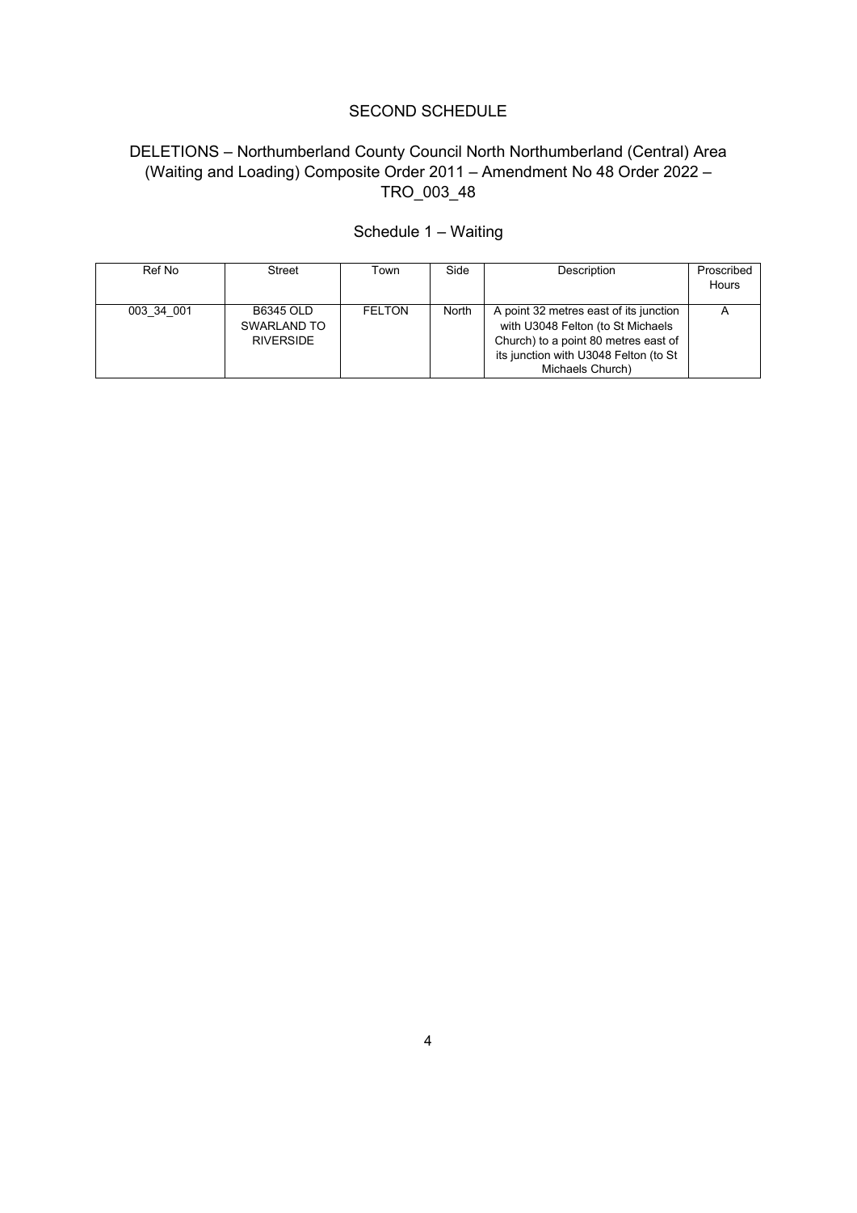# SECOND SCHEDULE

## DELETIONS – Northumberland County Council North Northumberland (Central) Area (Waiting and Loading) Composite Order 2011 – Amendment No 48 Order 2022 – TRO_003_48

### Schedule 1 – Waiting

| Ref No | Street | Town | Side | Description | Proscribed Hours |
|---|---|---|---|---|---|
| 003_34_001 | B6345 OLD SWARLAND TO RIVERSIDE | FELTON | North | A point 32 metres east of its junction with U3048 Felton (to St Michaels Church) to a point 80 metres east of its junction with U3048 Felton (to St Michaels Church) | A |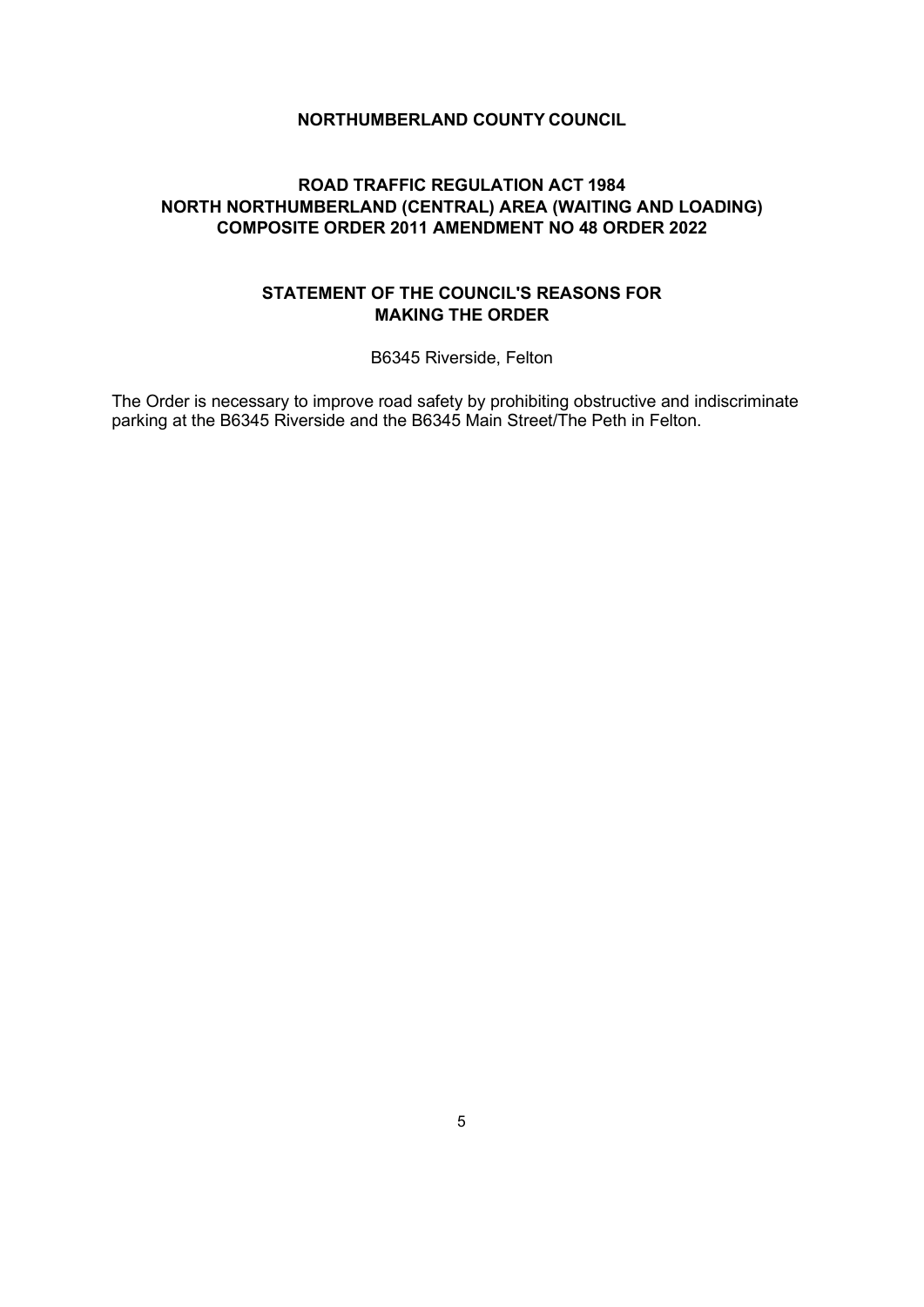**NORTHUMBERLAND COUNTY COUNCIL**

**ROAD TRAFFIC REGULATION ACT 1984**
**NORTH NORTHUMBERLAND (CENTRAL) AREA (WAITING AND LOADING) COMPOSITE ORDER 2011 AMENDMENT NO 48 ORDER 2022**

**STATEMENT OF THE COUNCIL'S REASONS FOR MAKING THE ORDER**

B6345 Riverside, Felton

The Order is necessary to improve road safety by prohibiting obstructive and indiscriminate parking at the B6345 Riverside and the B6345 Main Street/The Peth in Felton.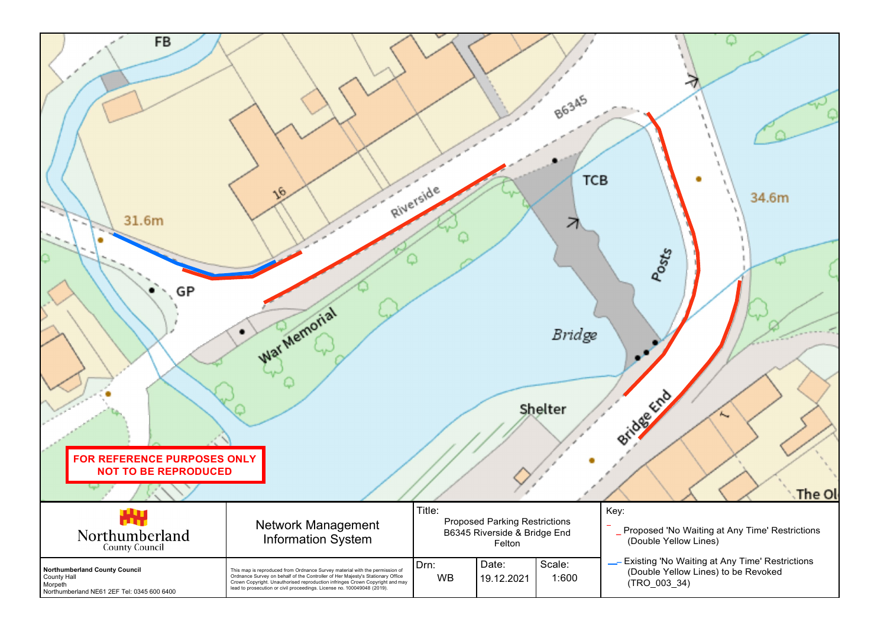FB

31.6m

GP

16

Riverside

B6345

TCB

War Memorial

Bridge

Posts

34.6m

Shelter

Bridge End

The Ol

**FOR REFERENCE PURPOSES ONLY**
**NOT TO BE REPRODUCED**

| | | | | | |
|---|---|---|---|---|---|
| Northumberland County Council | Network Management Information System | Title: Proposed Parking Restrictions B6345 Riverside & Bridge End Felton | | | Key: Proposed 'No Waiting at Any Time' Restrictions (Double Yellow Lines); Existing 'No Waiting at Any Time' Restrictions (Double Yellow Lines) to be Revoked (TRO_003_34) |
| **Northumberland County Council** County Hall Morpeth Northumberland NE61 2EF Tel: 0345 600 6400 | This map is reproduced from Ordnance Survey material with the permission of Ordnance Survey on behalf of the Controller of Her Majesty's Stationary Office Crown Copyright. Unauthorised reproduction infringes Crown Copyright and may lead to prosecution or civil proceedings. License no. 100049048 (2019). | Drn: WB | Date: 19.12.2021 | Scale: 1:600 | |